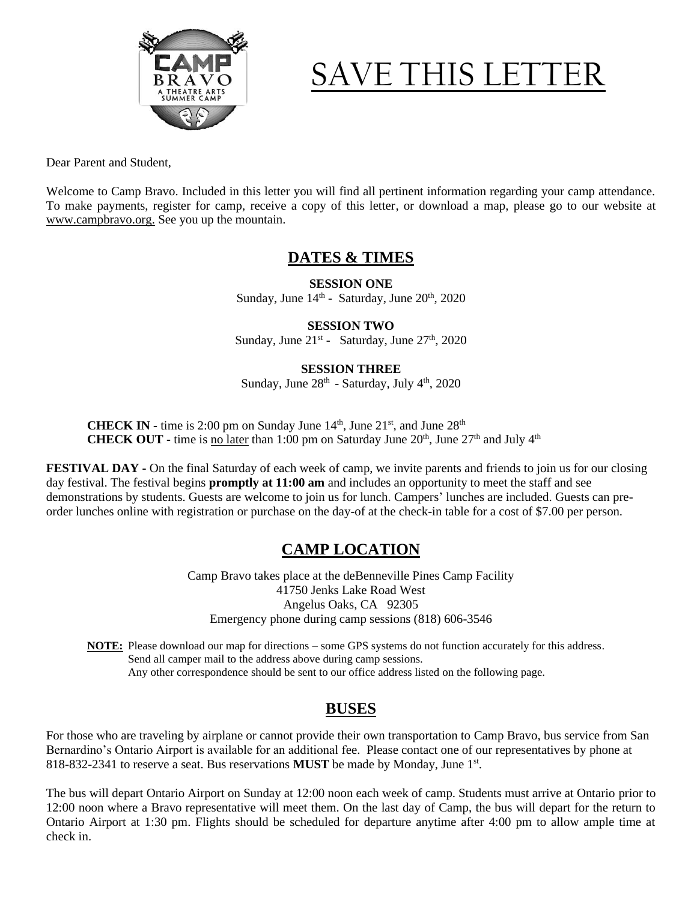# SAVE THIS LETTER

Dear Parent and Student,

Welcome to Camp Bravo. Included in this letter you will find all pertinent information regarding your camp attendance. To make payments, register for camp, receive a copy of this letter, or download a map, please go to our website at www.campbravo.org. See you up the mountain.

## DATES & TIMES

**SESSION ONE**
Sunday, June 14th - Saturday, June 20th, 2020

**SESSION TWO**
Sunday, June 21st - Saturday, June 27th, 2020

**SESSION THREE**
Sunday, June 28th - Saturday, July 4th, 2020

**CHECK IN -** time is 2:00 pm on Sunday June 14th, June 21st, and June 28th
**CHECK OUT -** time is no later than 1:00 pm on Saturday June 20th, June 27th and July 4th

**FESTIVAL DAY -** On the final Saturday of each week of camp, we invite parents and friends to join us for our closing day festival. The festival begins **promptly at 11:00 am** and includes an opportunity to meet the staff and see demonstrations by students. Guests are welcome to join us for lunch. Campers' lunches are included. Guests can pre-order lunches online with registration or purchase on the day-of at the check-in table for a cost of $7.00 per person.

## CAMP LOCATION

Camp Bravo takes place at the deBenneville Pines Camp Facility
41750 Jenks Lake Road West
Angelus Oaks, CA 92305
Emergency phone during camp sessions (818) 606-3546

**NOTE:** Please download our map for directions – some GPS systems do not function accurately for this address.
Send all camper mail to the address above during camp sessions.
Any other correspondence should be sent to our office address listed on the following page.

## BUSES

For those who are traveling by airplane or cannot provide their own transportation to Camp Bravo, bus service from San Bernardino's Ontario Airport is available for an additional fee. Please contact one of our representatives by phone at 818-832-2341 to reserve a seat. Bus reservations **MUST** be made by Monday, June 1st.

The bus will depart Ontario Airport on Sunday at 12:00 noon each week of camp. Students must arrive at Ontario prior to 12:00 noon where a Bravo representative will meet them. On the last day of Camp, the bus will depart for the return to Ontario Airport at 1:30 pm. Flights should be scheduled for departure anytime after 4:00 pm to allow ample time at check in.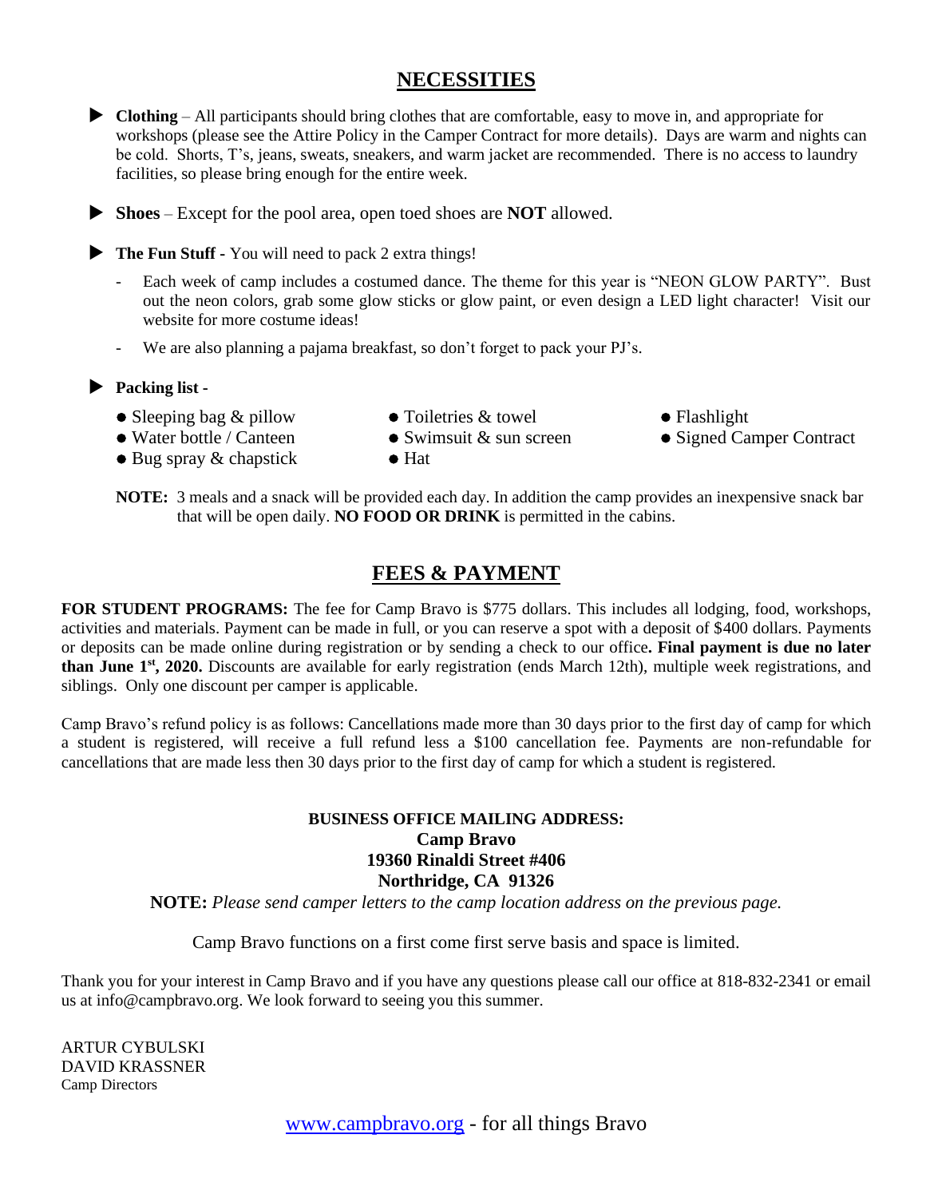## NECESSITIES

- **Clothing** – All participants should bring clothes that are comfortable, easy to move in, and appropriate for workshops (please see the Attire Policy in the Camper Contract for more details). Days are warm and nights can be cold. Shorts, T's, jeans, sweats, sneakers, and warm jacket are recommended. There is no access to laundry facilities, so please bring enough for the entire week.

- **Shoes** – Except for the pool area, open toed shoes are **NOT** allowed.

- **The Fun Stuff -** You will need to pack 2 extra things!
  - Each week of camp includes a costumed dance. The theme for this year is "NEON GLOW PARTY". Bust out the neon colors, grab some glow sticks or glow paint, or even design a LED light character! Visit our website for more costume ideas!
  - We are also planning a pajama breakfast, so don't forget to pack your PJ's.

- **Packing list -**
  - Sleeping bag & pillow
  - Water bottle / Canteen
  - Bug spray & chapstick
  - Toiletries & towel
  - Swimsuit & sun screen
  - Hat
  - Flashlight
  - Signed Camper Contract

**NOTE:** 3 meals and a snack will be provided each day. In addition the camp provides an inexpensive snack bar that will be open daily. **NO FOOD OR DRINK** is permitted in the cabins.

## FEES & PAYMENT

**FOR STUDENT PROGRAMS:** The fee for Camp Bravo is $775 dollars. This includes all lodging, food, workshops, activities and materials. Payment can be made in full, or you can reserve a spot with a deposit of $400 dollars. Payments or deposits can be made online during registration or by sending a check to our office**. Final payment is due no later than June 1st, 2020.** Discounts are available for early registration (ends March 12th), multiple week registrations, and siblings. Only one discount per camper is applicable.

Camp Bravo's refund policy is as follows: Cancellations made more than 30 days prior to the first day of camp for which a student is registered, will receive a full refund less a $100 cancellation fee. Payments are non-refundable for cancellations that are made less then 30 days prior to the first day of camp for which a student is registered.

**BUSINESS OFFICE MAILING ADDRESS:**
**Camp Bravo**
**19360 Rinaldi Street #406**
**Northridge, CA 91326**

**NOTE:** *Please send camper letters to the camp location address on the previous page.*

Camp Bravo functions on a first come first serve basis and space is limited.

Thank you for your interest in Camp Bravo and if you have any questions please call our office at 818-832-2341 or email us at info@campbravo.org. We look forward to seeing you this summer.

ARTUR CYBULSKI
DAVID KRASSNER
Camp Directors

www.campbravo.org - for all things Bravo